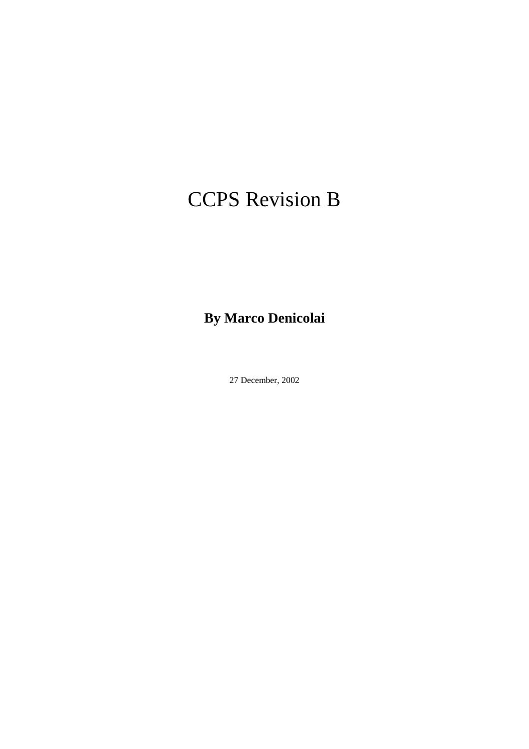# CCPS Revision B

**By Marco Denicolai**

27 December, 2002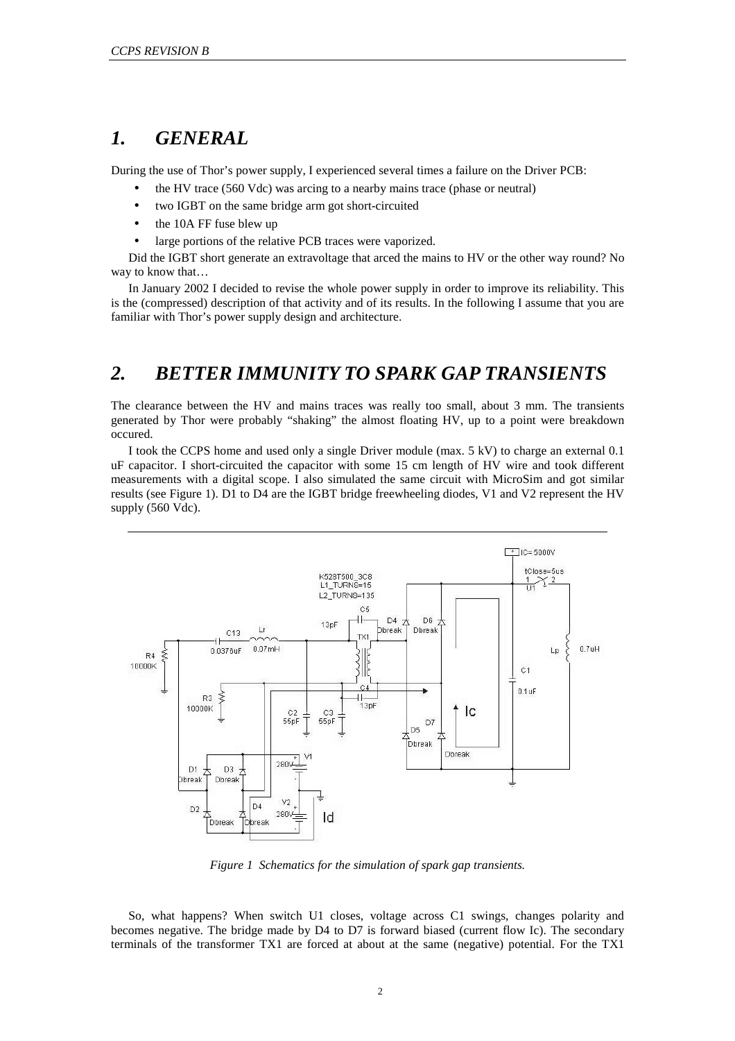# 1. GENERAL

During the use of Thor's power supply, I experienced several times a failure on the Driver PCB:

- the HV trace (560 Vdc) was arcing to a nearby mains trace (phase or neutral)
- two IGBT on the same bridge arm got short-circuited
- the 10A FF fuse blew up
- large portions of the relative PCB traces were vaporized.

Did the IGBT short generate an extravoltage that arced the mains to HV or the other way round? No way to know that…

In January 2002 I decided to revise the whole power supply in order to improve its reliability. This is the (compressed) description of that activity and of its results. In the following I assume that you are familiar with Thor's power supply design and architecture.

# 2. BETTER IMMUNITY TO SPARK GAP TRANSIENTS

The clearance between the HV and mains traces was really too small, about 3 mm. The transients generated by Thor were probably "shaking" the almost floating HV, up to a point were breakdown occured.

I took the CCPS home and used only a single Driver module (max. 5 kV) to charge an external 0.1 uF capacitor. I short-circuited the capacitor with some 15 cm length of HV wire and took different measurements with a digital scope. I also simulated the same circuit with MicroSim and got similar results (see Figure 1). D1 to D4 are the IGBT bridge freewheeling diodes, V1 and V2 represent the HV supply (560 Vdc).

*Figure 1 Schematics for the simulation of spark gap transients.*

So, what happens? When switch U1 closes, voltage across C1 swings, changes polarity and becomes negative. The bridge made by D4 to D7 is forward biased (current flow Ic). The secondary terminals of the transformer TX1 are forced at about at the same (negative) potential. For the TX1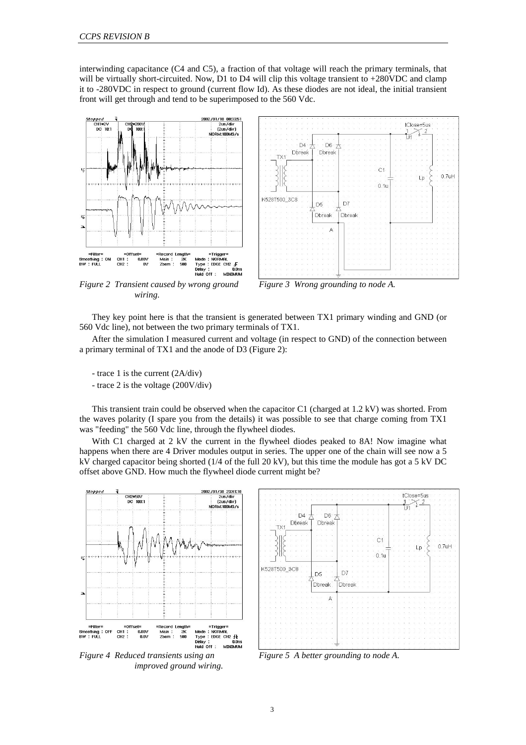interwinding capacitance (C4 and C5), a fraction of that voltage will reach the primary terminals, that will be virtually short-circuited. Now, D1 to D4 will clip this voltage transient to +280VDC and clamp it to -280VDC in respect to ground (current flow Id). As these diodes are not ideal, the initial transient front will get through and tend to be superimposed to the 560 Vdc.

*Figure 2 Transient caused by wrong ground wiring.*

*Figure 3 Wrong grounding to node A.*

They key point here is that the transient is generated between TX1 primary winding and GND (or 560 Vdc line), not between the two primary terminals of TX1.

After the simulation I measured current and voltage (in respect to GND) of the connection between a primary terminal of TX1 and the anode of D3 (Figure 2):

- trace 1 is the current (2A/div)
- trace 2 is the voltage (200V/div)

This transient train could be observed when the capacitor C1 (charged at 1.2 kV) was shorted. From the waves polarity (I spare you from the details) it was possible to see that charge coming from TX1 was "feeding" the 560 Vdc line, through the flywheel diodes.

With C1 charged at 2 kV the current in the flywheel diodes peaked to 8A! Now imagine what happens when there are 4 Driver modules output in series. The upper one of the chain will see now a 5 kV charged capacitor being shorted (1/4 of the full 20 kV), but this time the module has got a 5 kV DC offset above GND. How much the flywheel diode current might be?

*Figure 4 Reduced transients using an improved ground wiring.*

*Figure 5 A better grounding to node A.*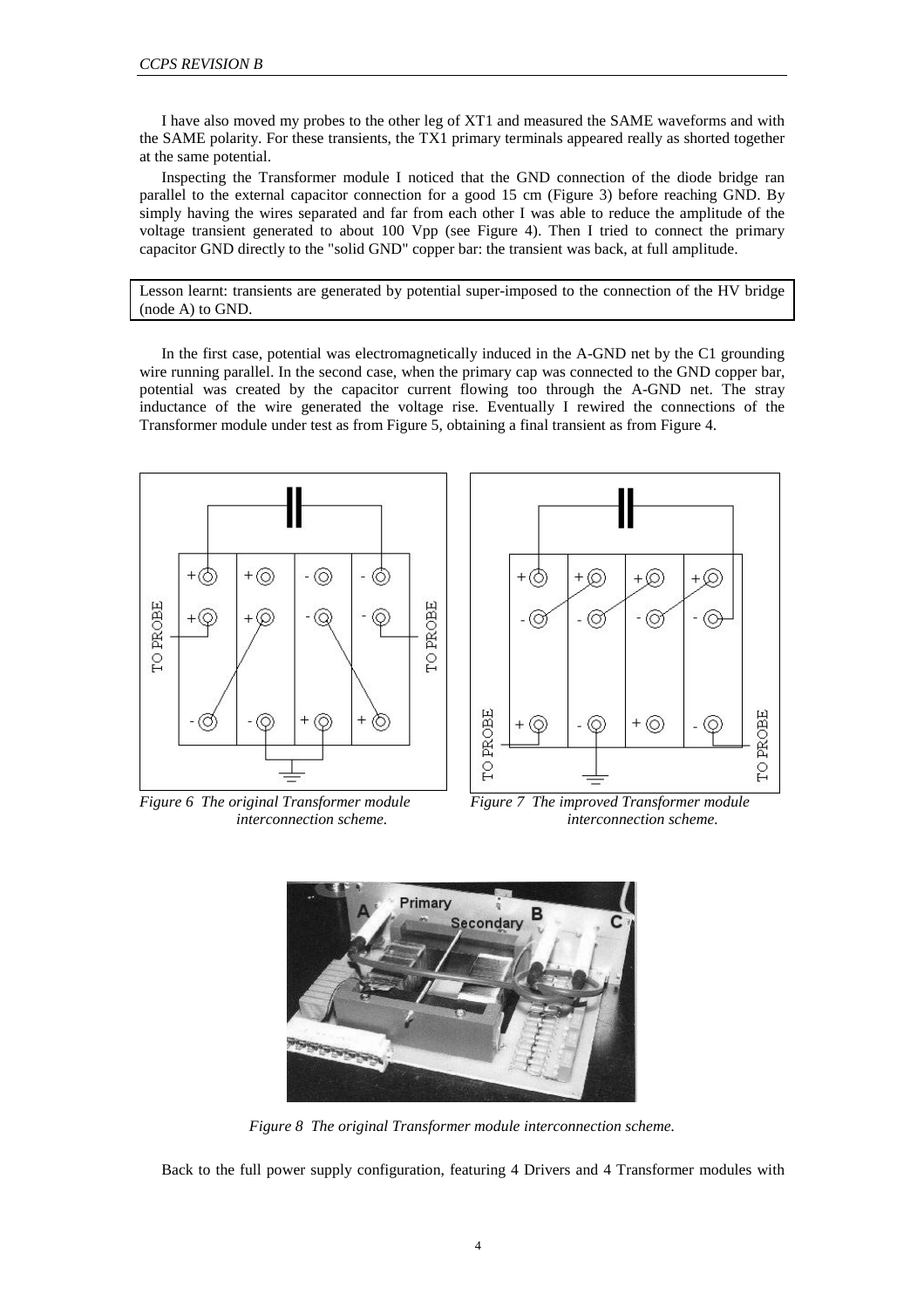I have also moved my probes to the other leg of XT1 and measured the SAME waveforms and with the SAME polarity. For these transients, the TX1 primary terminals appeared really as shorted together at the same potential.

Inspecting the Transformer module I noticed that the GND connection of the diode bridge ran parallel to the external capacitor connection for a good 15 cm (Figure 3) before reaching GND. By simply having the wires separated and far from each other I was able to reduce the amplitude of the voltage transient generated to about 100 Vpp (see Figure 4). Then I tried to connect the primary capacitor GND directly to the "solid GND" copper bar: the transient was back, at full amplitude.

Lesson learnt: transients are generated by potential super-imposed to the connection of the HV bridge (node A) to GND.

In the first case, potential was electromagnetically induced in the A-GND net by the C1 grounding wire running parallel. In the second case, when the primary cap was connected to the GND copper bar, potential was created by the capacitor current flowing too through the A-GND net. The stray inductance of the wire generated the voltage rise. Eventually I rewired the connections of the Transformer module under test as from Figure 5, obtaining a final transient as from Figure 4.

*Figure 6 The original Transformer module interconnection scheme.*

*Figure 7 The improved Transformer module interconnection scheme.*

*Figure 8 The original Transformer module interconnection scheme.*

Back to the full power supply configuration, featuring 4 Drivers and 4 Transformer modules with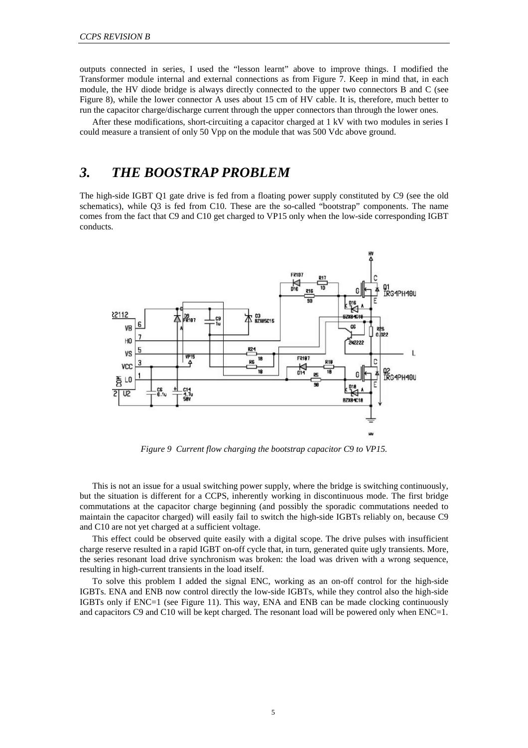outputs connected in series, I used the "lesson learnt" above to improve things. I modified the Transformer module internal and external connections as from Figure 7. Keep in mind that, in each module, the HV diode bridge is always directly connected to the upper two connectors B and C (see Figure 8), while the lower connector A uses about 15 cm of HV cable. It is, therefore, much better to run the capacitor charge/discharge current through the upper connectors than through the lower ones.

After these modifications, short-circuiting a capacitor charged at 1 kV with two modules in series I could measure a transient of only 50 Vpp on the module that was 500 Vdc above ground.

# 3. THE BOOSTRAP PROBLEM

The high-side IGBT Q1 gate drive is fed from a floating power supply constituted by C9 (see the old schematics), while Q3 is fed from C10. These are the so-called "bootstrap" components. The name comes from the fact that C9 and C10 get charged to VP15 only when the low-side corresponding IGBT conducts.

*Figure 9 Current flow charging the bootstrap capacitor C9 to VP15.*

This is not an issue for a usual switching power supply, where the bridge is switching continuously, but the situation is different for a CCPS, inherently working in discontinuous mode. The first bridge commutations at the capacitor charge beginning (and possibly the sporadic commutations needed to maintain the capacitor charged) will easily fail to switch the high-side IGBTs reliably on, because C9 and C10 are not yet charged at a sufficient voltage.

This effect could be observed quite easily with a digital scope. The drive pulses with insufficient charge reserve resulted in a rapid IGBT on-off cycle that, in turn, generated quite ugly transients. More, the series resonant load drive synchronism was broken: the load was driven with a wrong sequence, resulting in high-current transients in the load itself.

To solve this problem I added the signal ENC, working as an on-off control for the high-side IGBTs. ENA and ENB now control directly the low-side IGBTs, while they control also the high-side IGBTs only if ENC=1 (see Figure 11). This way, ENA and ENB can be made clocking continuously and capacitors C9 and C10 will be kept charged. The resonant load will be powered only when ENC=1.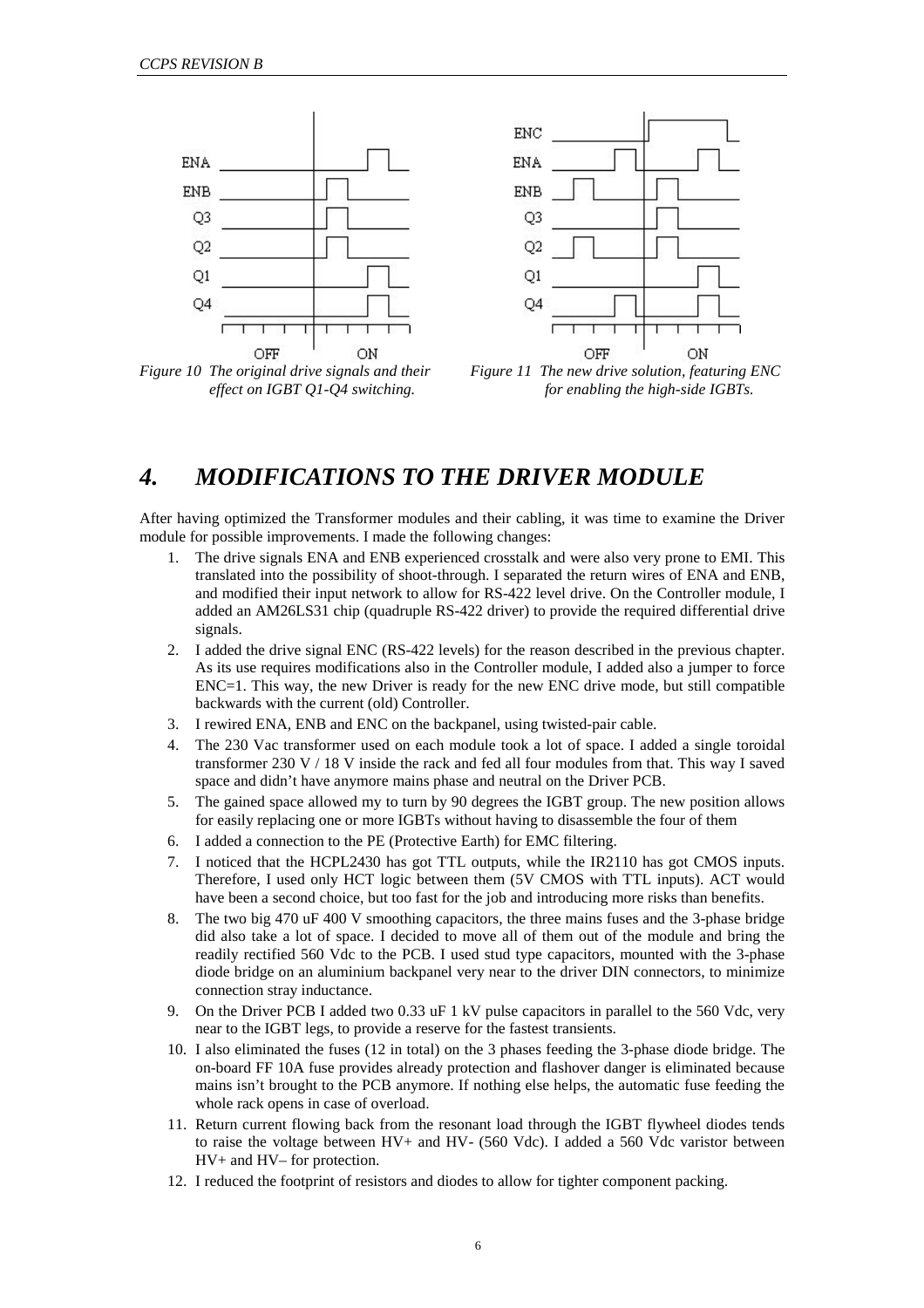*Figure 10 The original drive signals and their effect on IGBT Q1-Q4 switching.*

*Figure 11 The new drive solution, featuring ENC for enabling the high-side IGBTs.*

# 4. MODIFICATIONS TO THE DRIVER MODULE

After having optimized the Transformer modules and their cabling, it was time to examine the Driver module for possible improvements. I made the following changes:

1. The drive signals ENA and ENB experienced crosstalk and were also very prone to EMI. This translated into the possibility of shoot-through. I separated the return wires of ENA and ENB, and modified their input network to allow for RS-422 level drive. On the Controller module, I added an AM26LS31 chip (quadruple RS-422 driver) to provide the required differential drive signals.
2. I added the drive signal ENC (RS-422 levels) for the reason described in the previous chapter. As its use requires modifications also in the Controller module, I added also a jumper to force ENC=1. This way, the new Driver is ready for the new ENC drive mode, but still compatible backwards with the current (old) Controller.
3. I rewired ENA, ENB and ENC on the backpanel, using twisted-pair cable.
4. The 230 Vac transformer used on each module took a lot of space. I added a single toroidal transformer 230 V / 18 V inside the rack and fed all four modules from that. This way I saved space and didn't have anymore mains phase and neutral on the Driver PCB.
5. The gained space allowed my to turn by 90 degrees the IGBT group. The new position allows for easily replacing one or more IGBTs without having to disassemble the four of them
6. I added a connection to the PE (Protective Earth) for EMC filtering.
7. I noticed that the HCPL2430 has got TTL outputs, while the IR2110 has got CMOS inputs. Therefore, I used only HCT logic between them (5V CMOS with TTL inputs). ACT would have been a second choice, but too fast for the job and introducing more risks than benefits.
8. The two big 470 uF 400 V smoothing capacitors, the three mains fuses and the 3-phase bridge did also take a lot of space. I decided to move all of them out of the module and bring the readily rectified 560 Vdc to the PCB. I used stud type capacitors, mounted with the 3-phase diode bridge on an aluminium backpanel very near to the driver DIN connectors, to minimize connection stray inductance.
9. On the Driver PCB I added two 0.33 uF 1 kV pulse capacitors in parallel to the 560 Vdc, very near to the IGBT legs, to provide a reserve for the fastest transients.
10. I also eliminated the fuses (12 in total) on the 3 phases feeding the 3-phase diode bridge. The on-board FF 10A fuse provides already protection and flashover danger is eliminated because mains isn't brought to the PCB anymore. If nothing else helps, the automatic fuse feeding the whole rack opens in case of overload.
11. Return current flowing back from the resonant load through the IGBT flywheel diodes tends to raise the voltage between HV+ and HV- (560 Vdc). I added a 560 Vdc varistor between HV+ and HV– for protection.
12. I reduced the footprint of resistors and diodes to allow for tighter component packing.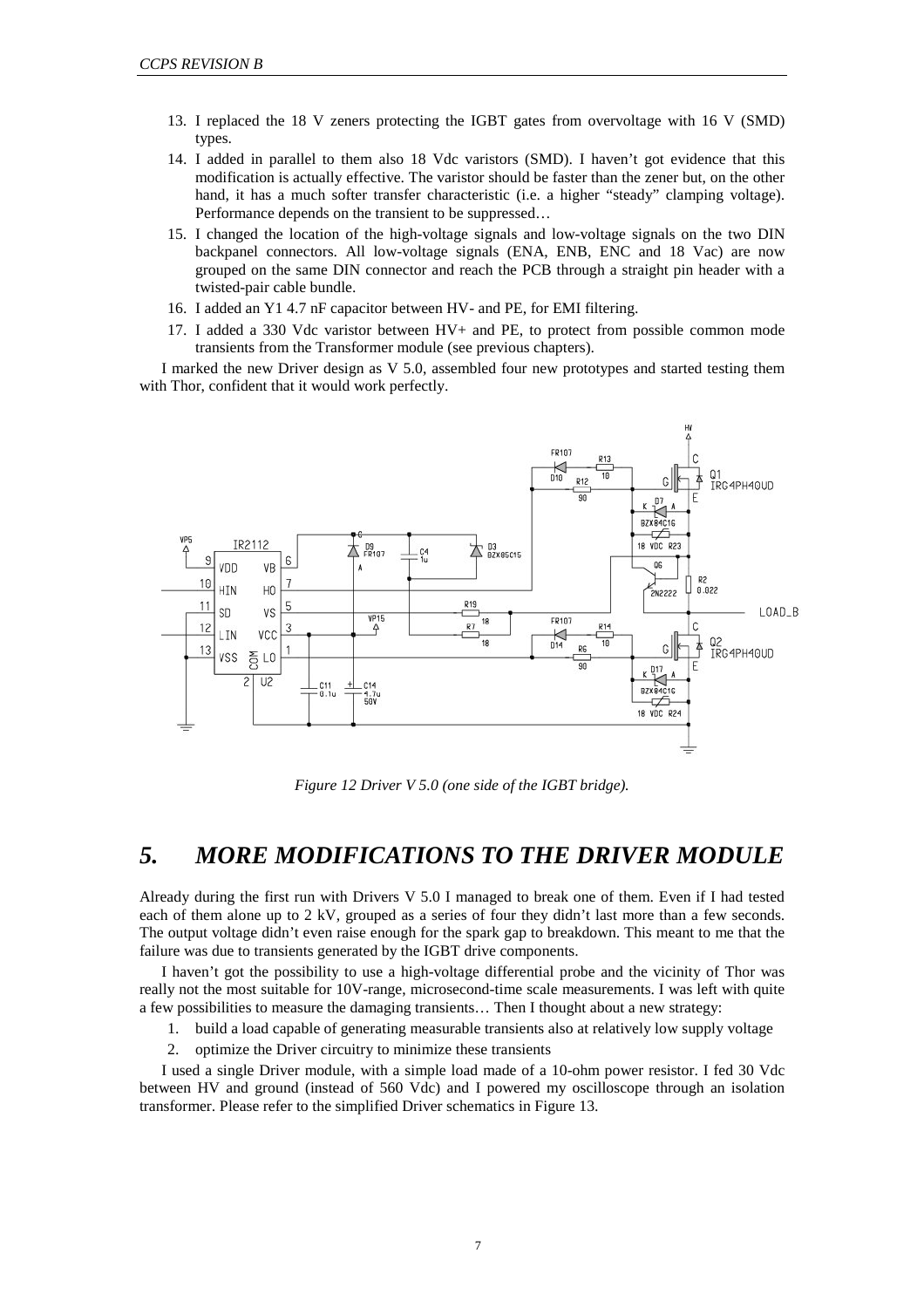13. I replaced the 18 V zeners protecting the IGBT gates from overvoltage with 16 V (SMD) types.
14. I added in parallel to them also 18 Vdc varistors (SMD). I haven't got evidence that this modification is actually effective. The varistor should be faster than the zener but, on the other hand, it has a much softer transfer characteristic (i.e. a higher "steady" clamping voltage). Performance depends on the transient to be suppressed…
15. I changed the location of the high-voltage signals and low-voltage signals on the two DIN backpanel connectors. All low-voltage signals (ENA, ENB, ENC and 18 Vac) are now grouped on the same DIN connector and reach the PCB through a straight pin header with a twisted-pair cable bundle.
16. I added an Y1 4.7 nF capacitor between HV- and PE, for EMI filtering.
17. I added a 330 Vdc varistor between HV+ and PE, to protect from possible common mode transients from the Transformer module (see previous chapters).

I marked the new Driver design as V 5.0, assembled four new prototypes and started testing them with Thor, confident that it would work perfectly.

*Figure 12 Driver V 5.0 (one side of the IGBT bridge).*

## *5. MORE MODIFICATIONS TO THE DRIVER MODULE*

Already during the first run with Drivers V 5.0 I managed to break one of them. Even if I had tested each of them alone up to 2 kV, grouped as a series of four they didn't last more than a few seconds. The output voltage didn't even raise enough for the spark gap to breakdown. This meant to me that the failure was due to transients generated by the IGBT drive components.

I haven't got the possibility to use a high-voltage differential probe and the vicinity of Thor was really not the most suitable for 10V-range, microsecond-time scale measurements. I was left with quite a few possibilities to measure the damaging transients… Then I thought about a new strategy:

1. build a load capable of generating measurable transients also at relatively low supply voltage
2. optimize the Driver circuitry to minimize these transients

I used a single Driver module, with a simple load made of a 10-ohm power resistor. I fed 30 Vdc between HV and ground (instead of 560 Vdc) and I powered my oscilloscope through an isolation transformer. Please refer to the simplified Driver schematics in Figure 13.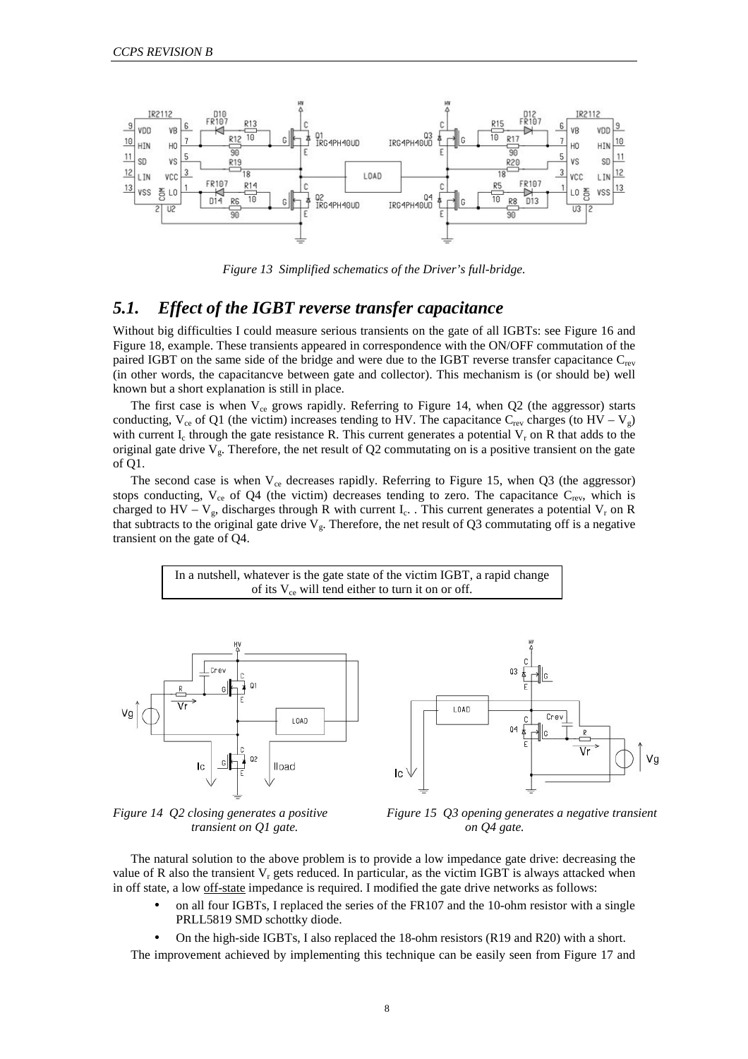*Figure 13 Simplified schematics of the Driver's full-bridge.*

## 5.1. *Effect of the IGBT reverse transfer capacitance*

Without big difficulties I could measure serious transients on the gate of all IGBTs: see Figure 16 and Figure 18, example. These transients appeared in correspondence with the ON/OFF commutation of the paired IGBT on the same side of the bridge and were due to the IGBT reverse transfer capacitance $C_{rev}$ (in other words, the capacitancve between gate and collector). This mechanism is (or should be) well known but a short explanation is still in place.

The first case is when $V_{ce}$ grows rapidly. Referring to Figure 14, when Q2 (the aggressor) starts conducting, $V_{ce}$ of Q1 (the victim) increases tending to HV. The capacitance $C_{rev}$ charges (to $HV - V_g$) with current $I_c$ through the gate resistance R. This current generates a potential $V_r$ on R that adds to the original gate drive $V_g$. Therefore, the net result of Q2 commutating on is a positive transient on the gate of Q1.

The second case is when $V_{ce}$ decreases rapidly. Referring to Figure 15, when Q3 (the aggressor) stops conducting, $V_{ce}$ of Q4 (the victim) decreases tending to zero. The capacitance $C_{rev}$, which is charged to $HV - V_g$, discharges through R with current $I_c$. . This current generates a potential $V_r$ on R that subtracts to the original gate drive $V_g$. Therefore, the net result of Q3 commutating off is a negative transient on the gate of Q4.

> In a nutshell, whatever is the gate state of the victim IGBT, a rapid change of its $V_{ce}$ will tend either to turn it on or off.

*Figure 14 Q2 closing generates a positive transient on Q1 gate.*

*Figure 15 Q3 opening generates a negative transient on Q4 gate.*

The natural solution to the above problem is to provide a low impedance gate drive: decreasing the value of R also the transient $V_r$ gets reduced. In particular, as the victim IGBT is always attacked when in off state, a low off-state impedance is required. I modified the gate drive networks as follows:

- on all four IGBTs, I replaced the series of the FR107 and the 10-ohm resistor with a single PRLL5819 SMD schottky diode.
- On the high-side IGBTs, I also replaced the 18-ohm resistors (R19 and R20) with a short.

The improvement achieved by implementing this technique can be easily seen from Figure 17 and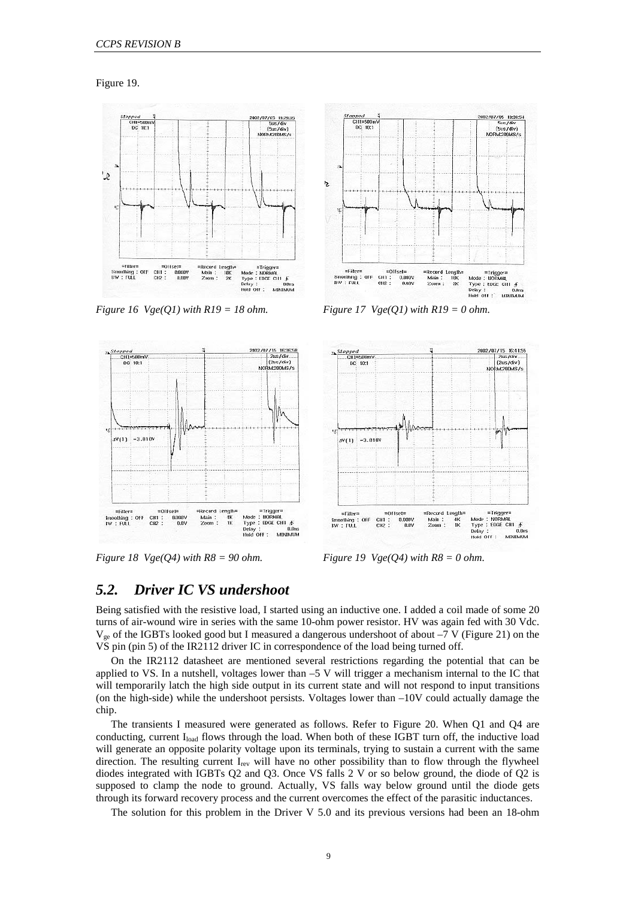Figure 19.

*Figure 16 Vge(Q1) with R19 = 18 ohm.*

*Figure 17 Vge(Q1) with R19 = 0 ohm.*

*Figure 18 Vge(Q4) with R8 = 90 ohm.*

*Figure 19 Vge(Q4) with R8 = 0 ohm.*

## 5.2. Driver IC VS undershoot

Being satisfied with the resistive load, I started using an inductive one. I added a coil made of some 20 turns of air-wound wire in series with the same 10-ohm power resistor. HV was again fed with 30 Vdc. $V_{ge}$ of the IGBTs looked good but I measured a dangerous undershoot of about –7 V (Figure 21) on the VS pin (pin 5) of the IR2112 driver IC in correspondence of the load being turned off.

On the IR2112 datasheet are mentioned several restrictions regarding the potential that can be applied to VS. In a nutshell, voltages lower than –5 V will trigger a mechanism internal to the IC that will temporarily latch the high side output in its current state and will not respond to input transitions (on the high-side) while the undershoot persists. Voltages lower than –10V could actually damage the chip.

The transients I measured were generated as follows. Refer to Figure 20. When Q1 and Q4 are conducting, current $I_{load}$ flows through the load. When both of these IGBT turn off, the inductive load will generate an opposite polarity voltage upon its terminals, trying to sustain a current with the same direction. The resulting current $I_{rev}$ will have no other possibility than to flow through the flywheel diodes integrated with IGBTs Q2 and Q3. Once VS falls 2 V or so below ground, the diode of Q2 is supposed to clamp the node to ground. Actually, VS falls way below ground until the diode gets through its forward recovery process and the current overcomes the effect of the parasitic inductances.

The solution for this problem in the Driver V 5.0 and its previous versions had been an 18-ohm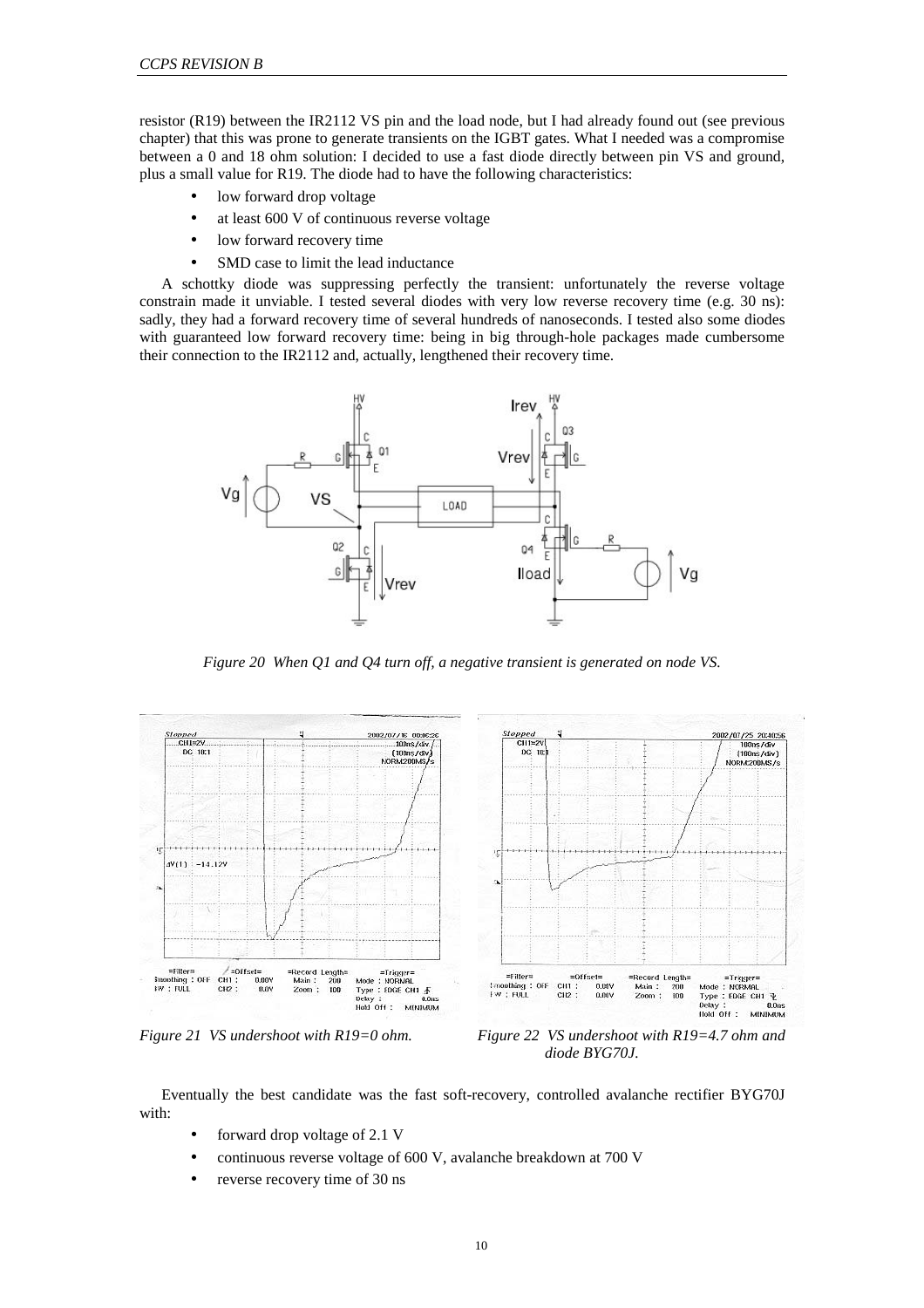resistor (R19) between the IR2112 VS pin and the load node, but I had already found out (see previous chapter) that this was prone to generate transients on the IGBT gates. What I needed was a compromise between a 0 and 18 ohm solution: I decided to use a fast diode directly between pin VS and ground, plus a small value for R19. The diode had to have the following characteristics:

- low forward drop voltage
- at least 600 V of continuous reverse voltage
- low forward recovery time
- SMD case to limit the lead inductance

A schottky diode was suppressing perfectly the transient: unfortunately the reverse voltage constrain made it unviable. I tested several diodes with very low reverse recovery time (e.g. 30 ns): sadly, they had a forward recovery time of several hundreds of nanoseconds. I tested also some diodes with guaranteed low forward recovery time: being in big through-hole packages made cumbersome their connection to the IR2112 and, actually, lengthened their recovery time.

*Figure 20 When Q1 and Q4 turn off, a negative transient is generated on node VS.*

*Figure 21 VS undershoot with R19=0 ohm.*

*Figure 22 VS undershoot with R19=4.7 ohm and diode BYG70J.*

Eventually the best candidate was the fast soft-recovery, controlled avalanche rectifier BYG70J with:

- forward drop voltage of 2.1 V
- continuous reverse voltage of 600 V, avalanche breakdown at 700 V
- reverse recovery time of 30 ns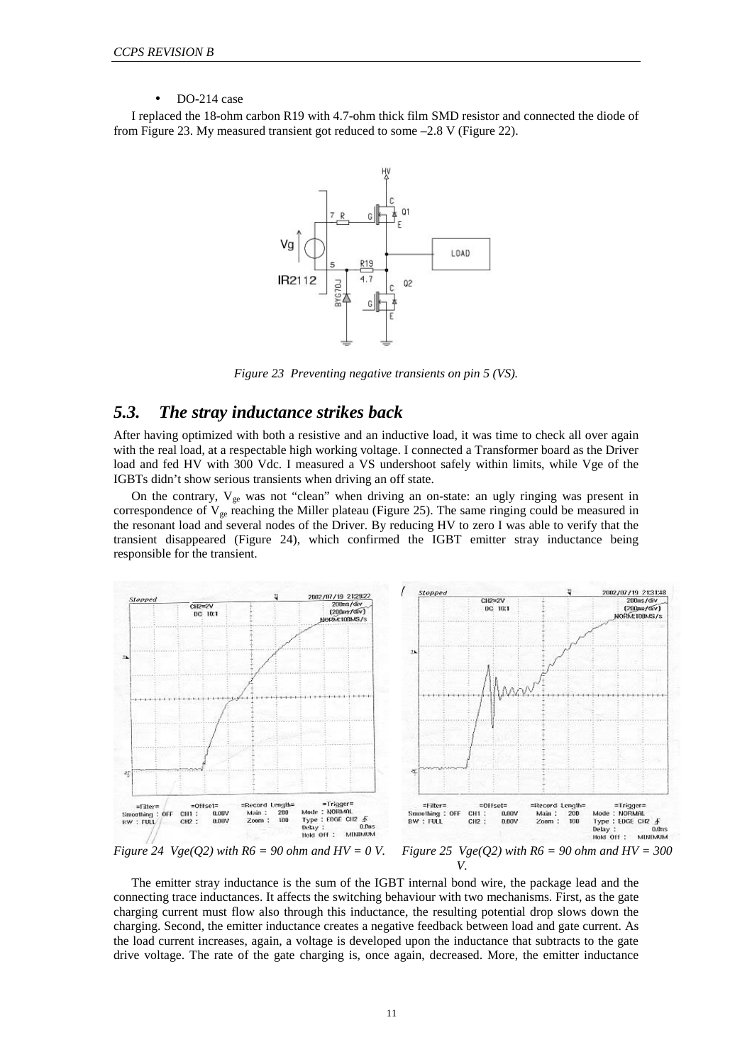- DO-214 case

I replaced the 18-ohm carbon R19 with 4.7-ohm thick film SMD resistor and connected the diode of from Figure 23. My measured transient got reduced to some –2.8 V (Figure 22).

*Figure 23 Preventing negative transients on pin 5 (VS).*

## 5.3. The stray inductance strikes back

After having optimized with both a resistive and an inductive load, it was time to check all over again with the real load, at a respectable high working voltage. I connected a Transformer board as the Driver load and fed HV with 300 Vdc. I measured a VS undershoot safely within limits, while Vge of the IGBTs didn't show serious transients when driving an off state.

On the contrary, $V_{ge}$ was not "clean" when driving an on-state: an ugly ringing was present in correspondence of $V_{ge}$ reaching the Miller plateau (Figure 25). The same ringing could be measured in the resonant load and several nodes of the Driver. By reducing HV to zero I was able to verify that the transient disappeared (Figure 24), which confirmed the IGBT emitter stray inductance being responsible for the transient.

*Figure 24 Vge(Q2) with R6 = 90 ohm and HV = 0 V.*

*Figure 25 Vge(Q2) with R6 = 90 ohm and HV = 300 V.*

The emitter stray inductance is the sum of the IGBT internal bond wire, the package lead and the connecting trace inductances. It affects the switching behaviour with two mechanisms. First, as the gate charging current must flow also through this inductance, the resulting potential drop slows down the charging. Second, the emitter inductance creates a negative feedback between load and gate current. As the load current increases, again, a voltage is developed upon the inductance that subtracts to the gate drive voltage. The rate of the gate charging is, once again, decreased. More, the emitter inductance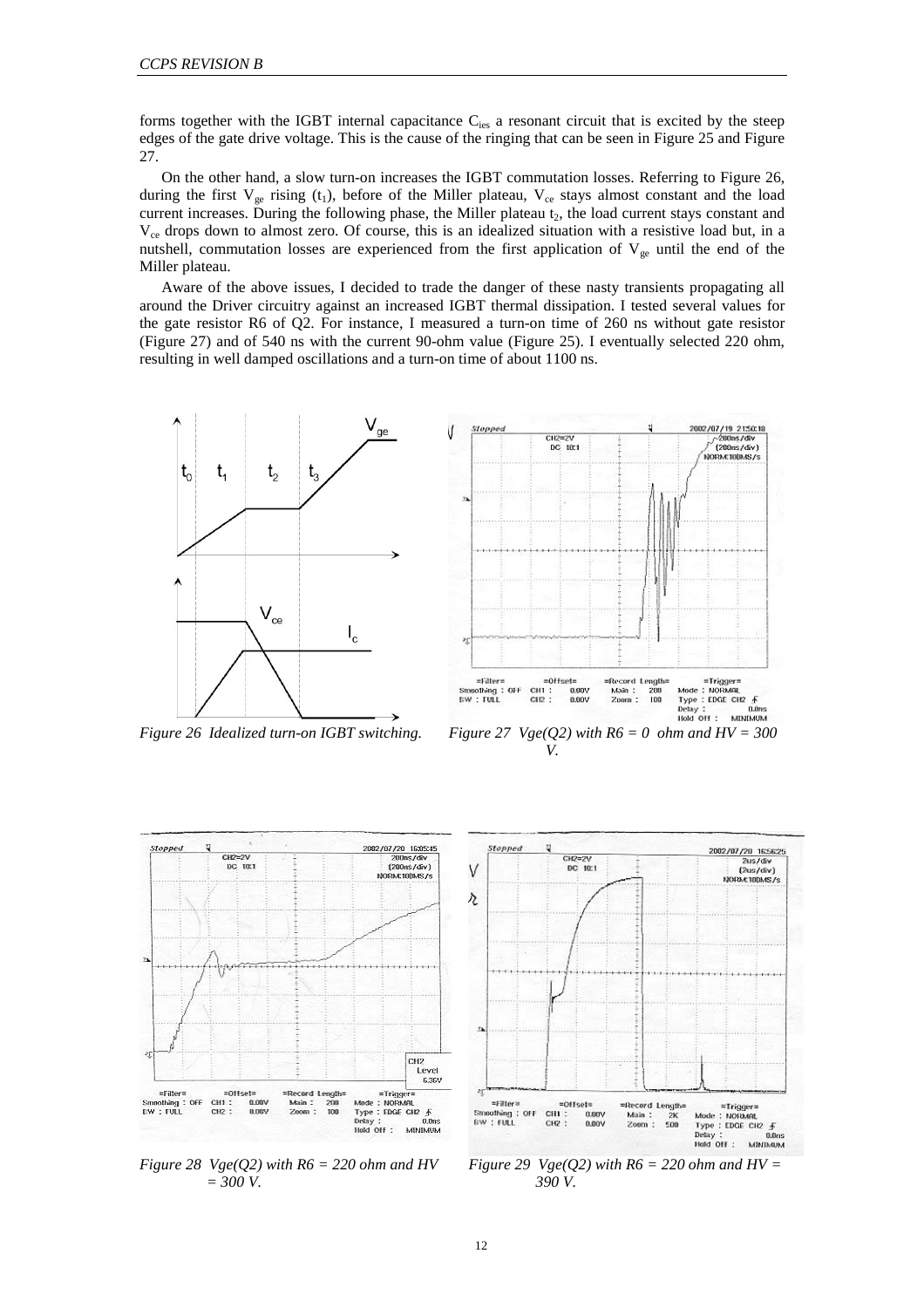forms together with the IGBT internal capacitance $C_{ies}$ a resonant circuit that is excited by the steep edges of the gate drive voltage. This is the cause of the ringing that can be seen in Figure 25 and Figure 27.

On the other hand, a slow turn-on increases the IGBT commutation losses. Referring to Figure 26, during the first $V_{ge}$ rising ($t_1$), before of the Miller plateau, $V_{ce}$ stays almost constant and the load current increases. During the following phase, the Miller plateau $t_2$, the load current stays constant and $V_{ce}$ drops down to almost zero. Of course, this is an idealized situation with a resistive load but, in a nutshell, commutation losses are experienced from the first application of $V_{ge}$ until the end of the Miller plateau.

Aware of the above issues, I decided to trade the danger of these nasty transients propagating all around the Driver circuitry against an increased IGBT thermal dissipation. I tested several values for the gate resistor R6 of Q2. For instance, I measured a turn-on time of 260 ns without gate resistor (Figure 27) and of 540 ns with the current 90-ohm value (Figure 25). I eventually selected 220 ohm, resulting in well damped oscillations and a turn-on time of about 1100 ns.

*Figure 26 Idealized turn-on IGBT switching.*

*Figure 27 Vge(Q2) with R6 = 0 ohm and HV = 300 V.*

*Figure 28 Vge(Q2) with R6 = 220 ohm and HV = 300 V.*

*Figure 29 Vge(Q2) with R6 = 220 ohm and HV = 390 V.*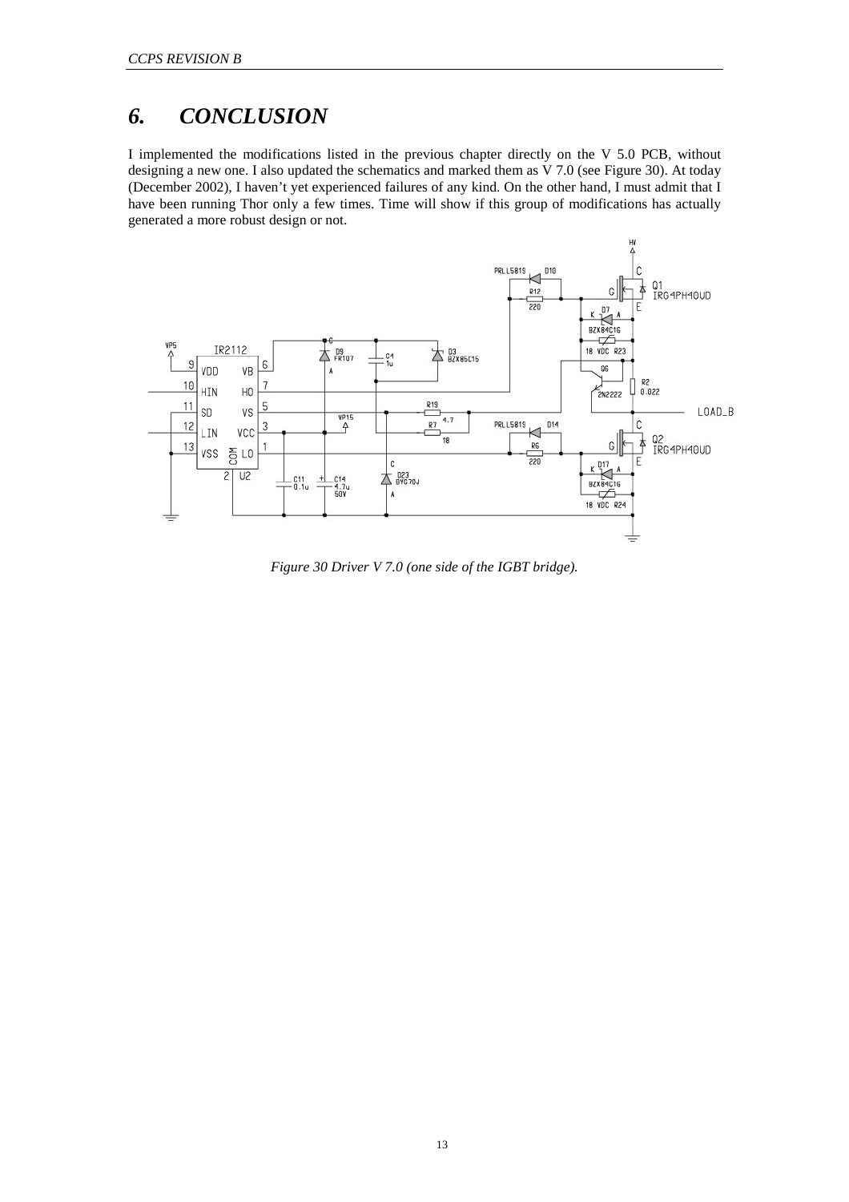# 6. CONCLUSION

I implemented the modifications listed in the previous chapter directly on the V 5.0 PCB, without designing a new one. I also updated the schematics and marked them as V 7.0 (see Figure 30). At today (December 2002), I haven't yet experienced failures of any kind. On the other hand, I must admit that I have been running Thor only a few times. Time will show if this group of modifications has actually generated a more robust design or not.

*Figure 30 Driver V 7.0 (one side of the IGBT bridge).*